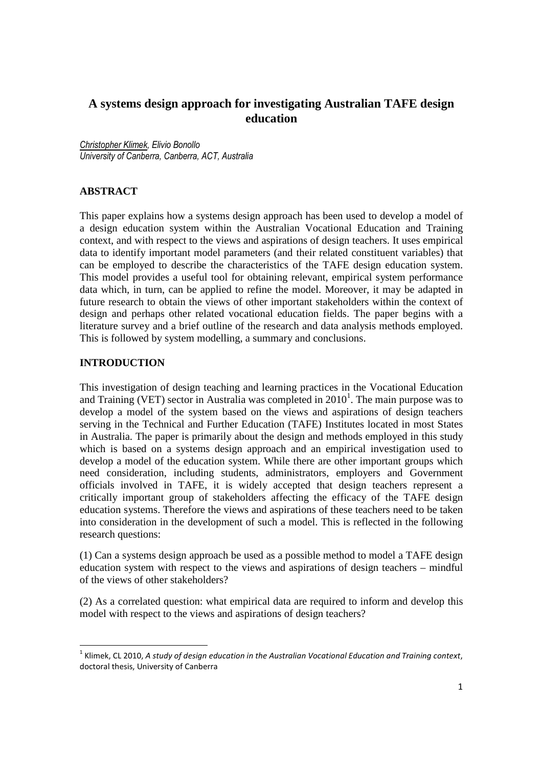# A systems design approach for investigating Australian TAFE design education

*Christopher Klimek, Elivio Bonollo*
*University of Canberra, Canberra, ACT, Australia*

## ABSTRACT

This paper explains how a systems design approach has been used to develop a model of a design education system within the Australian Vocational Education and Training context, and with respect to the views and aspirations of design teachers. It uses empirical data to identify important model parameters (and their related constituent variables) that can be employed to describe the characteristics of the TAFE design education system. This model provides a useful tool for obtaining relevant, empirical system performance data which, in turn, can be applied to refine the model. Moreover, it may be adapted in future research to obtain the views of other important stakeholders within the context of design and perhaps other related vocational education fields. The paper begins with a literature survey and a brief outline of the research and data analysis methods employed. This is followed by system modelling, a summary and conclusions.

## INTRODUCTION

This investigation of design teaching and learning practices in the Vocational Education and Training (VET) sector in Australia was completed in 2010[1]. The main purpose was to develop a model of the system based on the views and aspirations of design teachers serving in the Technical and Further Education (TAFE) Institutes located in most States in Australia. The paper is primarily about the design and methods employed in this study which is based on a systems design approach and an empirical investigation used to develop a model of the education system. While there are other important groups which need consideration, including students, administrators, employers and Government officials involved in TAFE, it is widely accepted that design teachers represent a critically important group of stakeholders affecting the efficacy of the TAFE design education systems. Therefore the views and aspirations of these teachers need to be taken into consideration in the development of such a model. This is reflected in the following research questions:

(1) Can a systems design approach be used as a possible method to model a TAFE design education system with respect to the views and aspirations of design teachers – mindful of the views of other stakeholders?

(2) As a correlated question: what empirical data are required to inform and develop this model with respect to the views and aspirations of design teachers?

---

[1] Klimek, CL 2010, *A study of design education in the Australian Vocational Education and Training context*, doctoral thesis, University of Canberra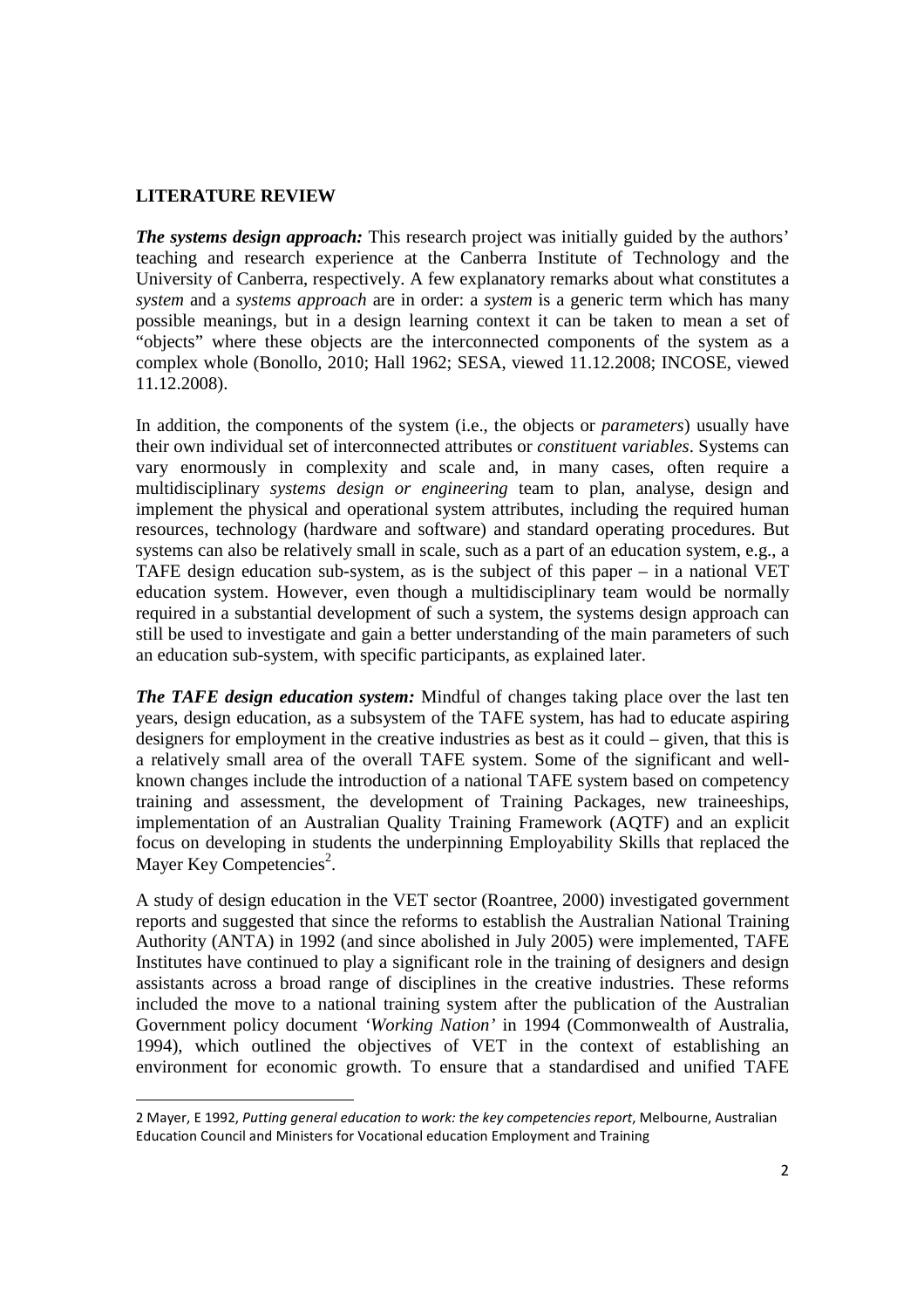## LITERATURE REVIEW

***The systems design approach:*** This research project was initially guided by the authors' teaching and research experience at the Canberra Institute of Technology and the University of Canberra, respectively. A few explanatory remarks about what constitutes a *system* and a *systems approach* are in order: a *system* is a generic term which has many possible meanings, but in a design learning context it can be taken to mean a set of "objects" where these objects are the interconnected components of the system as a complex whole (Bonollo, 2010; Hall 1962; SESA, viewed 11.12.2008; INCOSE, viewed 11.12.2008).

In addition, the components of the system (i.e., the objects or *parameters*) usually have their own individual set of interconnected attributes or *constituent variables*. Systems can vary enormously in complexity and scale and, in many cases, often require a multidisciplinary *systems design or engineering* team to plan, analyse, design and implement the physical and operational system attributes, including the required human resources, technology (hardware and software) and standard operating procedures. But systems can also be relatively small in scale, such as a part of an education system, e.g., a TAFE design education sub-system, as is the subject of this paper – in a national VET education system. However, even though a multidisciplinary team would be normally required in a substantial development of such a system, the systems design approach can still be used to investigate and gain a better understanding of the main parameters of such an education sub-system, with specific participants, as explained later.

***The TAFE design education system:*** Mindful of changes taking place over the last ten years, design education, as a subsystem of the TAFE system, has had to educate aspiring designers for employment in the creative industries as best as it could – given, that this is a relatively small area of the overall TAFE system. Some of the significant and well-known changes include the introduction of a national TAFE system based on competency training and assessment, the development of Training Packages, new traineeships, implementation of an Australian Quality Training Framework (AQTF) and an explicit focus on developing in students the underpinning Employability Skills that replaced the Mayer Key Competencies[2].

A study of design education in the VET sector (Roantree, 2000) investigated government reports and suggested that since the reforms to establish the Australian National Training Authority (ANTA) in 1992 (and since abolished in July 2005) were implemented, TAFE Institutes have continued to play a significant role in the training of designers and design assistants across a broad range of disciplines in the creative industries. These reforms included the move to a national training system after the publication of the Australian Government policy document *'Working Nation'* in 1994 (Commonwealth of Australia, 1994), which outlined the objectives of VET in the context of establishing an environment for economic growth. To ensure that a standardised and unified TAFE

---

2 Mayer, E 1992, *Putting general education to work: the key competencies report*, Melbourne, Australian Education Council and Ministers for Vocational education Employment and Training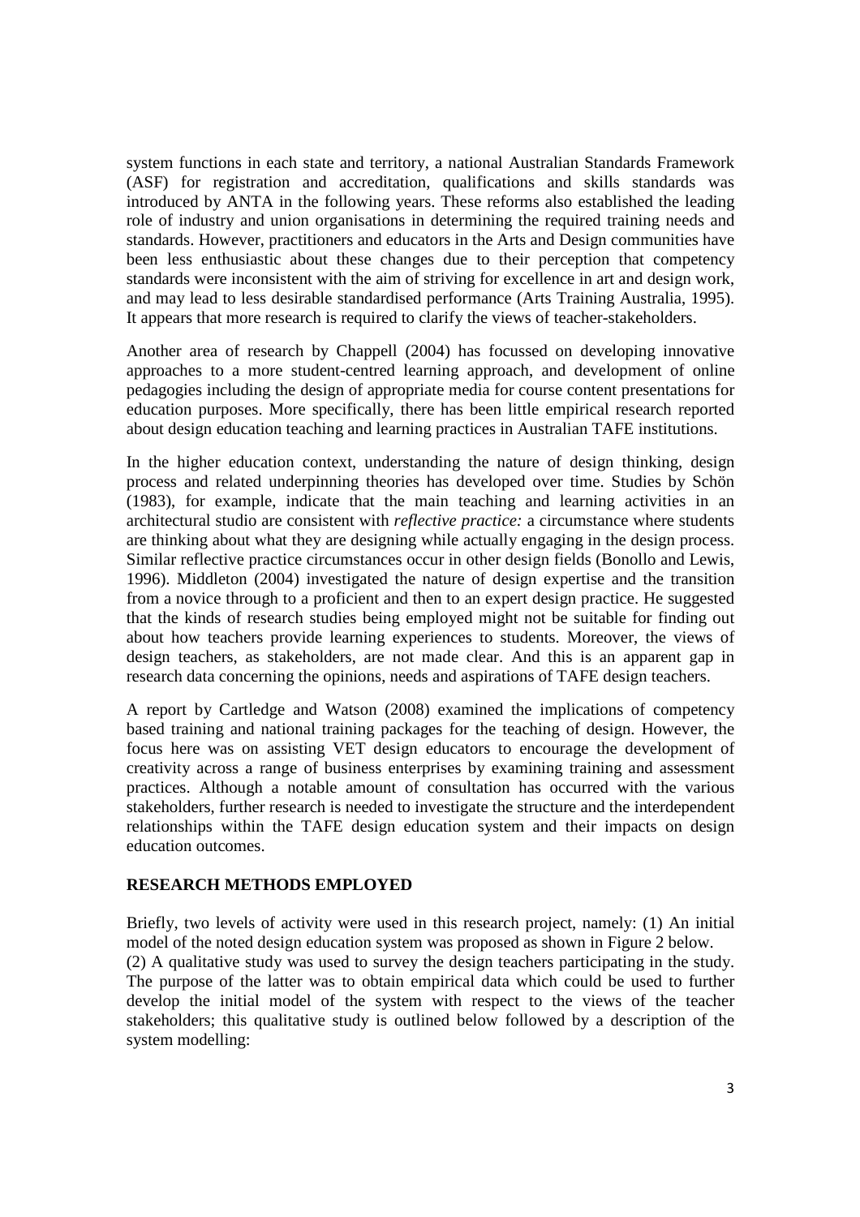system functions in each state and territory, a national Australian Standards Framework (ASF) for registration and accreditation, qualifications and skills standards was introduced by ANTA in the following years. These reforms also established the leading role of industry and union organisations in determining the required training needs and standards. However, practitioners and educators in the Arts and Design communities have been less enthusiastic about these changes due to their perception that competency standards were inconsistent with the aim of striving for excellence in art and design work, and may lead to less desirable standardised performance (Arts Training Australia, 1995). It appears that more research is required to clarify the views of teacher-stakeholders.

Another area of research by Chappell (2004) has focussed on developing innovative approaches to a more student-centred learning approach, and development of online pedagogies including the design of appropriate media for course content presentations for education purposes. More specifically, there has been little empirical research reported about design education teaching and learning practices in Australian TAFE institutions.

In the higher education context, understanding the nature of design thinking, design process and related underpinning theories has developed over time. Studies by Schön (1983), for example, indicate that the main teaching and learning activities in an architectural studio are consistent with *reflective practice:* a circumstance where students are thinking about what they are designing while actually engaging in the design process. Similar reflective practice circumstances occur in other design fields (Bonollo and Lewis, 1996). Middleton (2004) investigated the nature of design expertise and the transition from a novice through to a proficient and then to an expert design practice. He suggested that the kinds of research studies being employed might not be suitable for finding out about how teachers provide learning experiences to students. Moreover, the views of design teachers, as stakeholders, are not made clear. And this is an apparent gap in research data concerning the opinions, needs and aspirations of TAFE design teachers.

A report by Cartledge and Watson (2008) examined the implications of competency based training and national training packages for the teaching of design. However, the focus here was on assisting VET design educators to encourage the development of creativity across a range of business enterprises by examining training and assessment practices. Although a notable amount of consultation has occurred with the various stakeholders, further research is needed to investigate the structure and the interdependent relationships within the TAFE design education system and their impacts on design education outcomes.

## RESEARCH METHODS EMPLOYED

Briefly, two levels of activity were used in this research project, namely: (1) An initial model of the noted design education system was proposed as shown in Figure 2 below.
(2) A qualitative study was used to survey the design teachers participating in the study. The purpose of the latter was to obtain empirical data which could be used to further develop the initial model of the system with respect to the views of the teacher stakeholders; this qualitative study is outlined below followed by a description of the system modelling: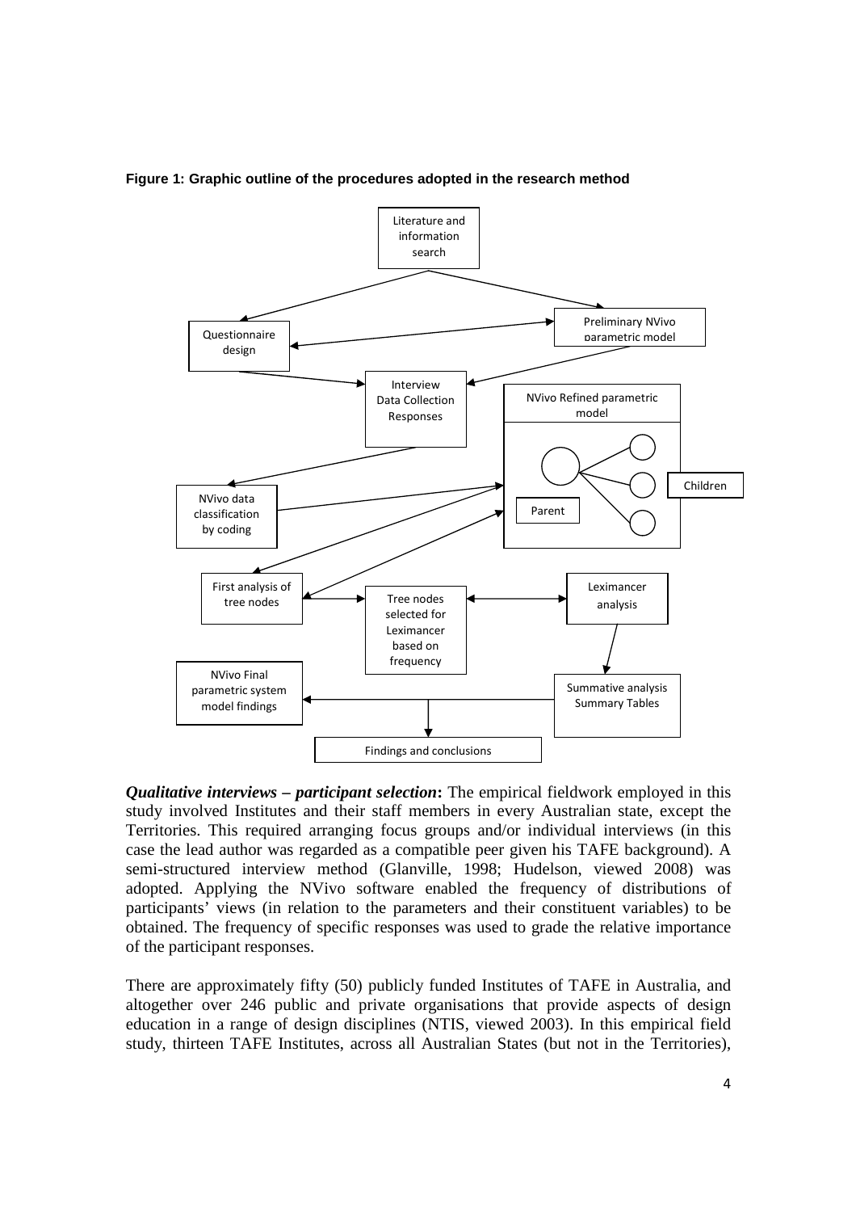**Figure 1: Graphic outline of the procedures adopted in the research method**

***Qualitative interviews – participant selection*:** The empirical fieldwork employed in this study involved Institutes and their staff members in every Australian state, except the Territories. This required arranging focus groups and/or individual interviews (in this case the lead author was regarded as a compatible peer given his TAFE background). A semi-structured interview method (Glanville, 1998; Hudelson, viewed 2008) was adopted. Applying the NVivo software enabled the frequency of distributions of participants' views (in relation to the parameters and their constituent variables) to be obtained. The frequency of specific responses was used to grade the relative importance of the participant responses.

There are approximately fifty (50) publicly funded Institutes of TAFE in Australia, and altogether over 246 public and private organisations that provide aspects of design education in a range of design disciplines (NTIS, viewed 2003). In this empirical field study, thirteen TAFE Institutes, across all Australian States (but not in the Territories),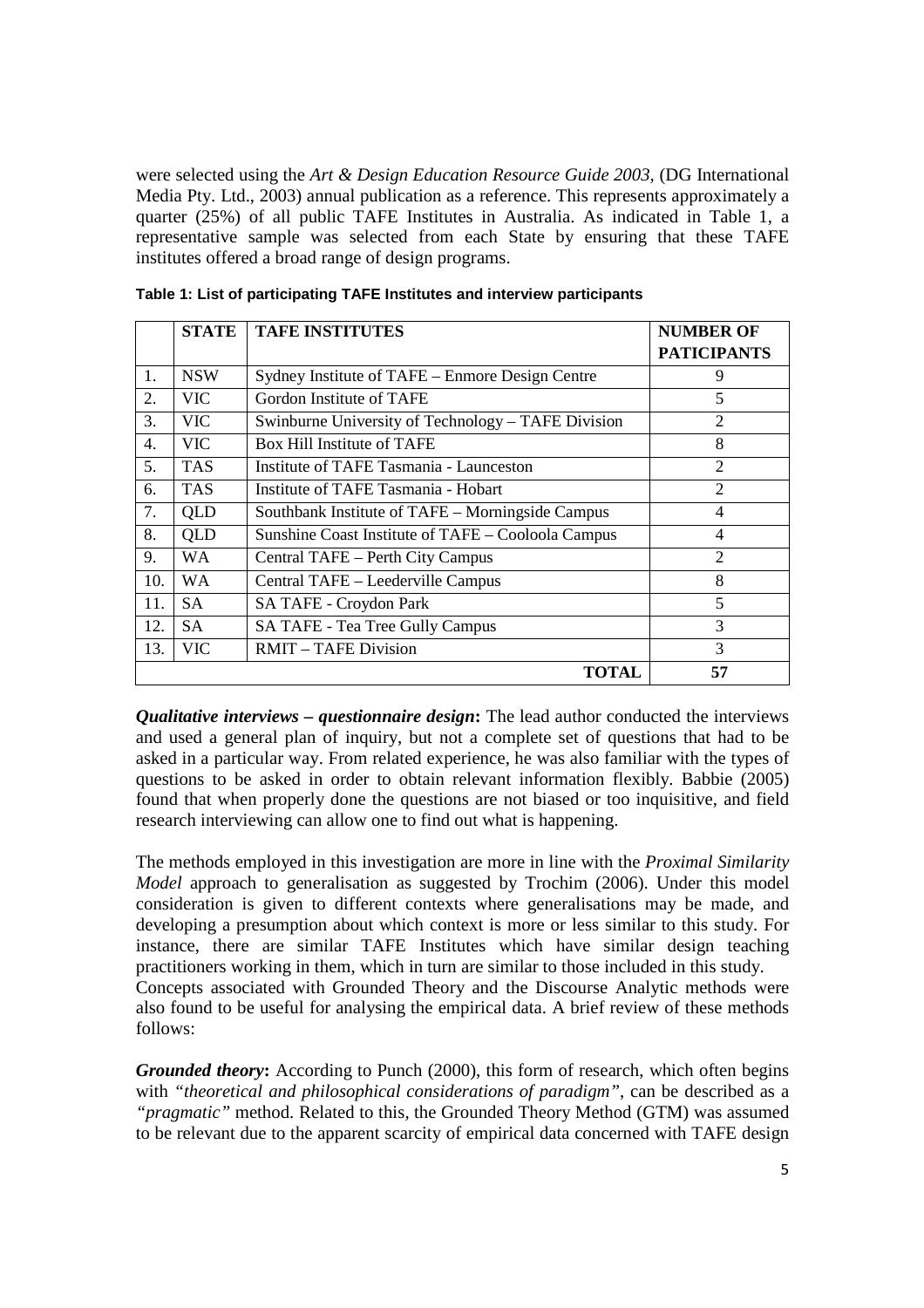were selected using the *Art & Design Education Resource Guide 2003*, (DG International Media Pty. Ltd., 2003) annual publication as a reference. This represents approximately a quarter (25%) of all public TAFE Institutes in Australia. As indicated in Table 1, a representative sample was selected from each State by ensuring that these TAFE institutes offered a broad range of design programs.

**Table 1: List of participating TAFE Institutes and interview participants**

| | STATE | TAFE INSTITUTES | NUMBER OF PATICIPANTS |
|---|---|---|---|
| 1. | NSW | Sydney Institute of TAFE – Enmore Design Centre | 9 |
| 2. | VIC | Gordon Institute of TAFE | 5 |
| 3. | VIC | Swinburne University of Technology – TAFE Division | 2 |
| 4. | VIC | Box Hill Institute of TAFE | 8 |
| 5. | TAS | Institute of TAFE Tasmania - Launceston | 2 |
| 6. | TAS | Institute of TAFE Tasmania - Hobart | 2 |
| 7. | QLD | Southbank Institute of TAFE – Morningside Campus | 4 |
| 8. | QLD | Sunshine Coast Institute of TAFE – Cooloola Campus | 4 |
| 9. | WA | Central TAFE – Perth City Campus | 2 |
| 10. | WA | Central TAFE – Leederville Campus | 8 |
| 11. | SA | SA TAFE - Croydon Park | 5 |
| 12. | SA | SA TAFE - Tea Tree Gully Campus | 3 |
| 13. | VIC | RMIT – TAFE Division | 3 |
| | | **TOTAL** | **57** |

***Qualitative interviews – questionnaire design*:** The lead author conducted the interviews and used a general plan of inquiry, but not a complete set of questions that had to be asked in a particular way. From related experience, he was also familiar with the types of questions to be asked in order to obtain relevant information flexibly. Babbie (2005) found that when properly done the questions are not biased or too inquisitive, and field research interviewing can allow one to find out what is happening.

The methods employed in this investigation are more in line with the *Proximal Similarity Model* approach to generalisation as suggested by Trochim (2006). Under this model consideration is given to different contexts where generalisations may be made, and developing a presumption about which context is more or less similar to this study. For instance, there are similar TAFE Institutes which have similar design teaching practitioners working in them, which in turn are similar to those included in this study.
Concepts associated with Grounded Theory and the Discourse Analytic methods were also found to be useful for analysing the empirical data. A brief review of these methods follows:

***Grounded theory*:** According to Punch (2000), this form of research, which often begins with *"theoretical and philosophical considerations of paradigm"*, can be described as a *"pragmatic"* method. Related to this, the Grounded Theory Method (GTM) was assumed to be relevant due to the apparent scarcity of empirical data concerned with TAFE design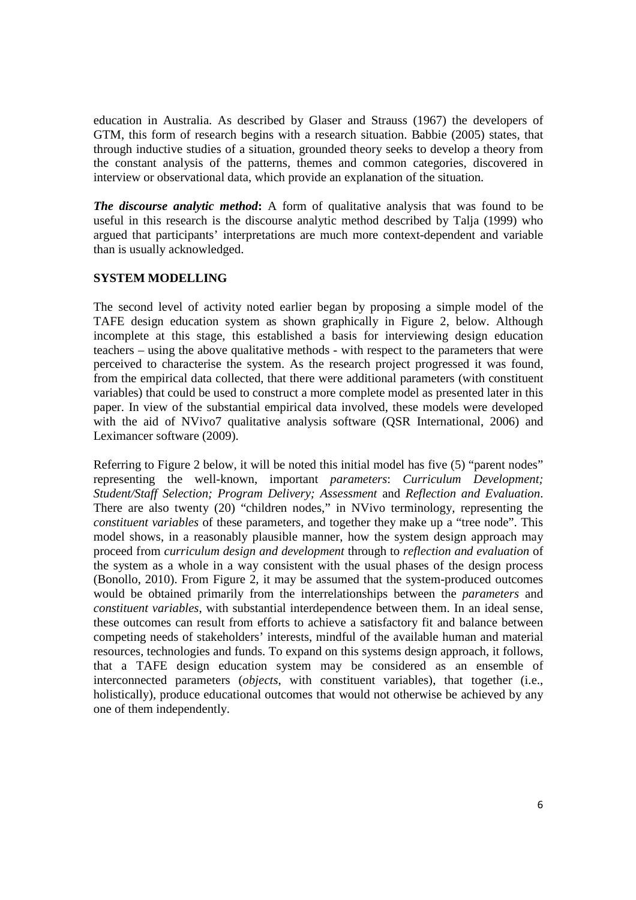education in Australia. As described by Glaser and Strauss (1967) the developers of GTM, this form of research begins with a research situation. Babbie (2005) states, that through inductive studies of a situation, grounded theory seeks to develop a theory from the constant analysis of the patterns, themes and common categories, discovered in interview or observational data, which provide an explanation of the situation.

***The discourse analytic method*:** A form of qualitative analysis that was found to be useful in this research is the discourse analytic method described by Talja (1999) who argued that participants' interpretations are much more context-dependent and variable than is usually acknowledged.

## SYSTEM MODELLING

The second level of activity noted earlier began by proposing a simple model of the TAFE design education system as shown graphically in Figure 2, below. Although incomplete at this stage, this established a basis for interviewing design education teachers – using the above qualitative methods - with respect to the parameters that were perceived to characterise the system. As the research project progressed it was found, from the empirical data collected, that there were additional parameters (with constituent variables) that could be used to construct a more complete model as presented later in this paper. In view of the substantial empirical data involved, these models were developed with the aid of NVivo7 qualitative analysis software (QSR International, 2006) and Leximancer software (2009).

Referring to Figure 2 below, it will be noted this initial model has five (5) "parent nodes" representing the well-known, important *parameters*: *Curriculum Development; Student/Staff Selection; Program Delivery; Assessment* and *Reflection and Evaluation*. There are also twenty (20) "children nodes," in NVivo terminology, representing the *constituent variables* of these parameters, and together they make up a "tree node". This model shows, in a reasonably plausible manner, how the system design approach may proceed from *curriculum design and development* through to *reflection and evaluation* of the system as a whole in a way consistent with the usual phases of the design process (Bonollo, 2010). From Figure 2, it may be assumed that the system-produced outcomes would be obtained primarily from the interrelationships between the *parameters* and *constituent variables*, with substantial interdependence between them. In an ideal sense, these outcomes can result from efforts to achieve a satisfactory fit and balance between competing needs of stakeholders' interests, mindful of the available human and material resources, technologies and funds. To expand on this systems design approach, it follows, that a TAFE design education system may be considered as an ensemble of interconnected parameters (*objects*, with constituent variables), that together (i.e., holistically), produce educational outcomes that would not otherwise be achieved by any one of them independently.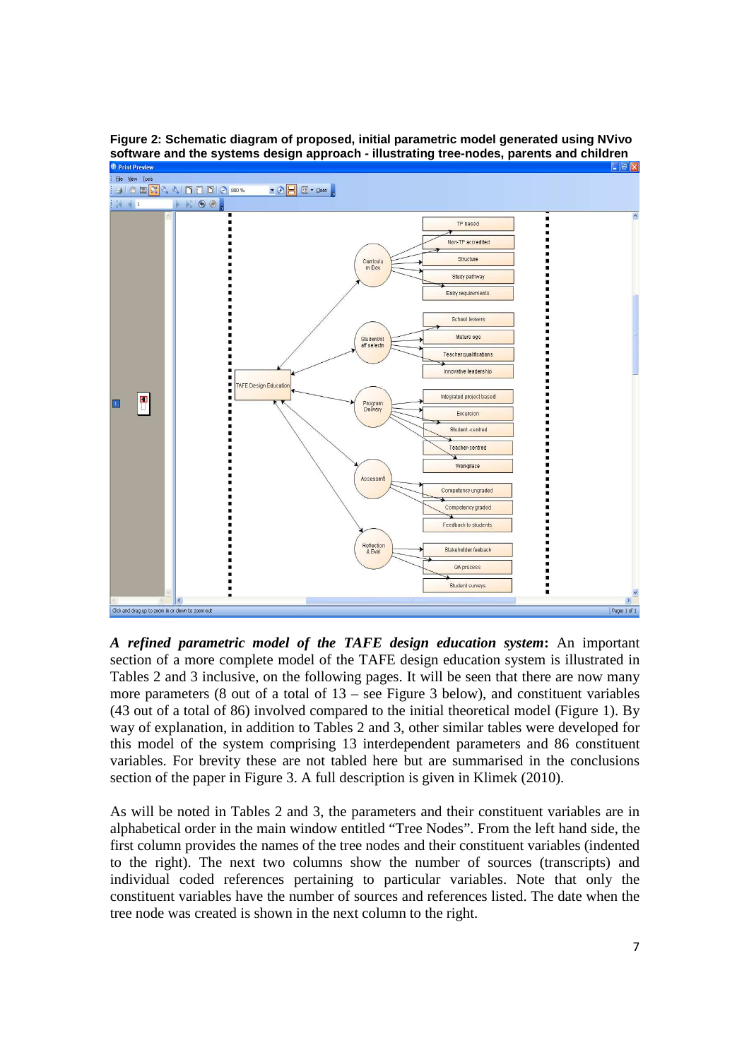**Figure 2: Schematic diagram of proposed, initial parametric model generated using NVivo software and the systems design approach - illustrating tree-nodes, parents and children**

***A refined parametric model of the TAFE design education system*:** An important section of a more complete model of the TAFE design education system is illustrated in Tables 2 and 3 inclusive, on the following pages. It will be seen that there are now many more parameters (8 out of a total of 13 – see Figure 3 below), and constituent variables (43 out of a total of 86) involved compared to the initial theoretical model (Figure 1). By way of explanation, in addition to Tables 2 and 3, other similar tables were developed for this model of the system comprising 13 interdependent parameters and 86 constituent variables. For brevity these are not tabled here but are summarised in the conclusions section of the paper in Figure 3. A full description is given in Klimek (2010).

As will be noted in Tables 2 and 3, the parameters and their constituent variables are in alphabetical order in the main window entitled "Tree Nodes". From the left hand side, the first column provides the names of the tree nodes and their constituent variables (indented to the right). The next two columns show the number of sources (transcripts) and individual coded references pertaining to particular variables. Note that only the constituent variables have the number of sources and references listed. The date when the tree node was created is shown in the next column to the right.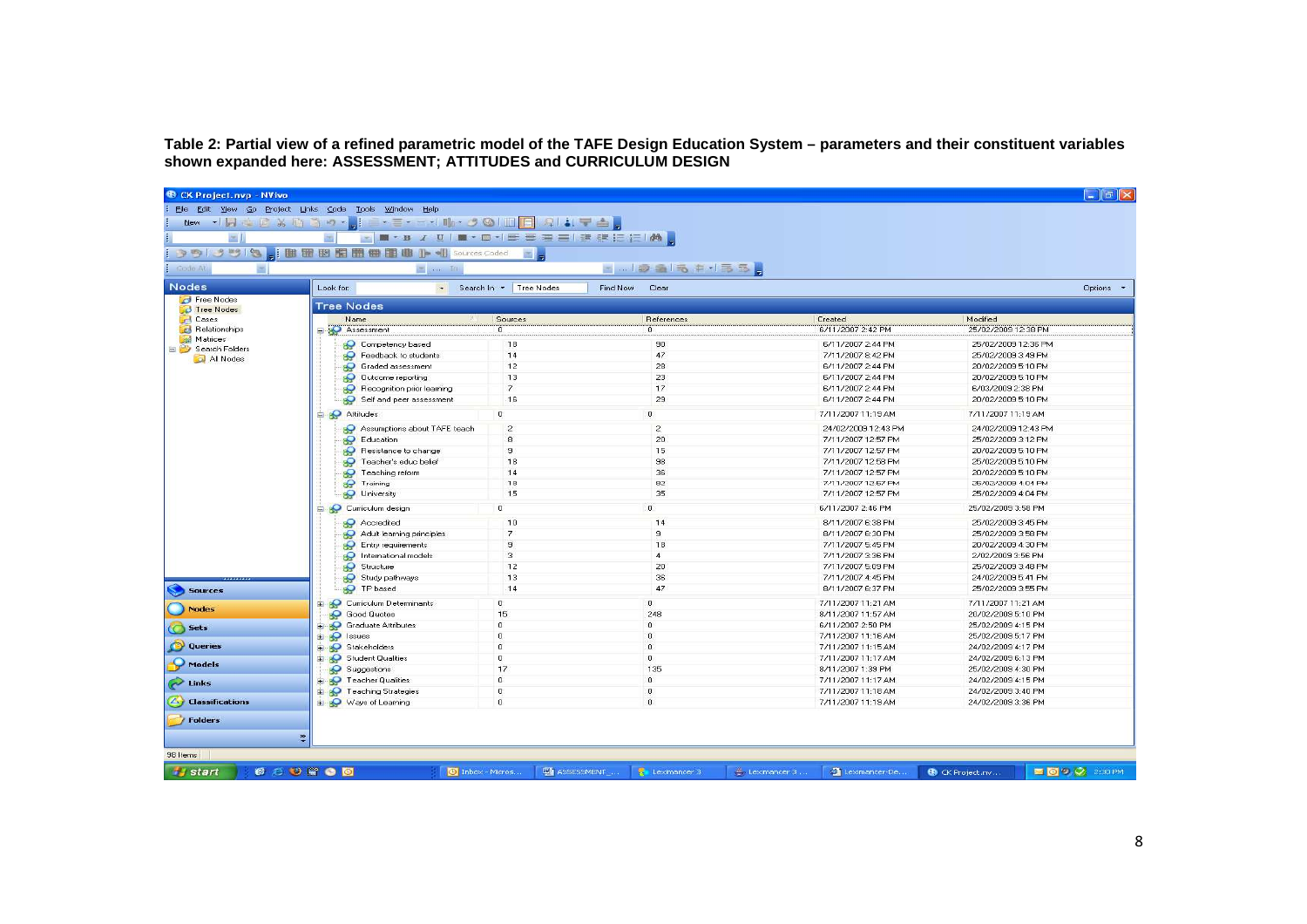**Table 2: Partial view of a refined parametric model of the TAFE Design Education System – parameters and their constituent variables shown expanded here: ASSESSMENT; ATTITUDES and CURRICULUM DESIGN**

| Name | Sources | References | Created | Modified |
|---|---|---|---|---|
| Assessment | 0 | 0 | 6/11/2007 2:42 PM | 25/02/2009 12:38 PM |
| Competency based | 18 | 90 | 6/11/2007 2:44 PM | 25/02/2009 12:36 PM |
| Feedback to students | 14 | 47 | 7/11/2007 8:42 PM | 25/02/2009 3:49 PM |
| Graded assessment | 12 | 28 | 6/11/2007 2:44 PM | 20/02/2009 5:10 PM |
| Outcome reporting | 13 | 23 | 6/11/2007 2:44 PM | 20/02/2009 5:10 PM |
| Recognition prior learning | 7 | 17 | 6/11/2007 2:44 PM | 6/03/2009 2:38 PM |
| Self and peer assessment | 16 | 29 | 6/11/2007 2:44 PM | 20/02/2009 5:10 PM |
| Attitudes | 0 | 0 | 7/11/2007 11:19 AM | 7/11/2007 11:19 AM |
| Assumptions about TAFE teach | 2 | 2 | 24/02/2009 12:43 PM | 24/02/2009 12:43 PM |
| Education | 8 | 20 | 7/11/2007 12:57 PM | 25/02/2009 3:12 PM |
| Resistance to change | 9 | 15 | 7/11/2007 12:57 PM | 20/02/2009 5:10 PM |
| Teacher's educ belief | 18 | 98 | 7/11/2007 12:58 PM | 25/02/2009 5:10 PM |
| Teaching reform | 14 | 36 | 7/11/2007 12:57 PM | 20/02/2009 5:10 PM |
| Training | 18 | 82 | 7/11/2007 12:57 PM | 25/02/2009 4:04 PM |
| University | 15 | 35 | 7/11/2007 12:57 PM | 25/02/2009 4:04 PM |
| Curriculum design | 0 | 0 | 6/11/2007 2:46 PM | 25/02/2009 3:58 PM |
| Accredited | 10 | 14 | 8/11/2007 6:38 PM | 25/02/2009 3:45 PM |
| Adult learning principles | 7 | 9 | 8/11/2007 6:30 PM | 25/02/2009 3:50 PM |
| Entry requirements | 9 | 18 | 7/11/2007 5:45 PM | 20/02/2009 4:30 PM |
| International models | 3 | 4 | 7/11/2007 3:36 PM | 2/02/2009 3:56 PM |
| Structure | 12 | 20 | 7/11/2007 5:09 PM | 25/02/2009 3:48 PM |
| Study pathways | 13 | 36 | 7/11/2007 4:45 PM | 24/02/2009 5:41 PM |
| TP based | 14 | 47 | 8/11/2007 6:37 PM | 25/02/2009 3:55 PM |
| Curriculum Determinants | 0 | 0 | 7/11/2007 11:21 AM | 7/11/2007 11:21 AM |
| Good Quotes | 15 | 248 | 8/11/2007 11:57 AM | 20/02/2009 5:10 PM |
| Graduate Attributes | 0 | 0 | 6/11/2007 2:50 PM | 25/02/2009 4:15 PM |
| Issues | 0 | 0 | 7/11/2007 11:16 AM | 25/02/2009 5:17 PM |
| Stakeholders | 0 | 0 | 7/11/2007 11:15 AM | 24/02/2009 4:17 PM |
| Student Qualities | 0 | 0 | 7/11/2007 11:17 AM | 24/02/2009 6:13 PM |
| Suggestions | 17 | 135 | 8/11/2007 1:39 PM | 25/02/2009 4:30 PM |
| Teacher Qualities | 0 | 0 | 7/11/2007 11:17 AM | 24/02/2009 4:15 PM |
| Teaching Strategies | 0 | 0 | 7/11/2007 11:18 AM | 24/02/2009 3:40 PM |
| Ways of Learning | 0 | 0 | 7/11/2007 11:19 AM | 24/02/2009 3:36 PM |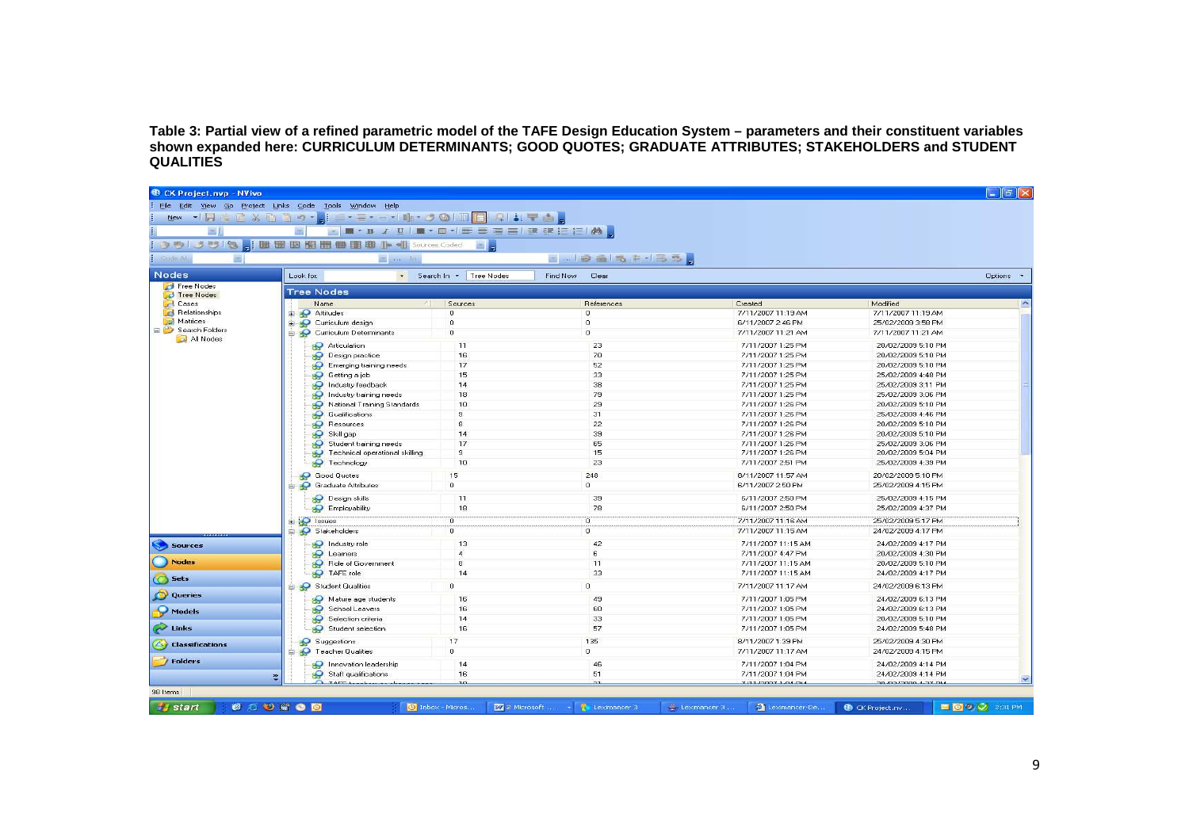**Table 3: Partial view of a refined parametric model of the TAFE Design Education System – parameters and their constituent variables shown expanded here: CURRICULUM DETERMINANTS; GOOD QUOTES; GRADUATE ATTRIBUTES; STAKEHOLDERS and STUDENT QUALITIES**

**Tree Nodes**

| Name | Sources | References | Created | Modified |
|---|---|---|---|---|
| Attitudes | 0 | 0 | 7/11/2007 11:19 AM | 7/11/2007 11:19 AM |
| Curriculum design | 0 | 0 | 6/11/2007 2:46 PM | 25/02/2009 3:58 PM |
| Curriculum Determinants | 0 | 0 | 7/11/2007 11:21 AM | 7/11/2007 11:21 AM |
| Articulation | 11 | 23 | 7/11/2007 1:25 PM | 20/02/2009 5:10 PM |
| Design practice | 16 | 70 | 7/11/2007 1:25 PM | 20/02/2009 5:10 PM |
| Emerging training needs | 17 | 52 | 7/11/2007 1:25 PM | 20/02/2009 5:10 PM |
| Getting a job | 15 | 33 | 7/11/2007 1:25 PM | 25/02/2009 4:48 PM |
| Industry feedback | 14 | 38 | 7/11/2007 1:25 PM | 25/02/2009 3:11 PM |
| Industry training needs | 18 | 79 | 7/11/2007 1:25 PM | 25/02/2009 3:06 PM |
| National Training Standards | 10 | 29 | 7/11/2007 1:26 PM | 20/02/2009 5:10 PM |
| Qualifications | 9 | 31 | 7/11/2007 1:26 PM | 25/02/2009 4:46 PM |
| Resources | 8 | 22 | 7/11/2007 1:26 PM | 20/02/2009 5:10 PM |
| Skill gap | 14 | 39 | 7/11/2007 1:26 PM | 20/02/2009 5:10 PM |
| Student training needs | 17 | 65 | 7/11/2007 1:26 PM | 25/02/2009 3:06 PM |
| Technical operational skilling | 9 | 15 | 7/11/2007 1:26 PM | 20/02/2009 5:04 PM |
| Technology | 10 | 23 | 7/11/2007 2:51 PM | 25/02/2009 4:39 PM |
| Good Quotes | 15 | 248 | 8/11/2007 11:57 AM | 20/02/2009 5:10 PM |
| Graduate Attributes | 0 | 0 | 6/11/2007 2:50 PM | 25/02/2009 4:15 PM |
| Design skills | 11 | 39 | 6/11/2007 2:50 PM | 25/02/2009 4:15 PM |
| Employability | 18 | 78 | 6/11/2007 2:50 PM | 25/02/2009 4:37 PM |
| Issues | 0 | 0 | 7/11/2007 11:16 AM | 25/02/2009 5:17 PM |
| Stakeholders | 0 | 0 | 7/11/2007 11:15 AM | 24/02/2009 4:17 PM |
| Industry role | 13 | 42 | 7/11/2007 11:15 AM | 24/02/2009 4:17 PM |
| Learners | 4 | 6 | 7/11/2007 4:47 PM | 20/02/2009 4:30 PM |
| Role of Government | 8 | 11 | 7/11/2007 11:15 AM | 20/02/2009 5:10 PM |
| TAFE role | 14 | 33 | 7/11/2007 11:15 AM | 24/02/2009 4:17 PM |
| Student Qualities | 0 | 0 | 7/11/2007 11:17 AM | 24/02/2009 6:13 PM |
| Mature age students | 16 | 49 | 7/11/2007 1:05 PM | 24/02/2009 6:13 PM |
| School Leavers | 16 | 60 | 7/11/2007 1:05 PM | 24/02/2009 6:13 PM |
| Selection criteria | 14 | 33 | 7/11/2007 1:05 PM | 20/02/2009 5:10 PM |
| Student selection | 16 | 57 | 7/11/2007 1:05 PM | 24/02/2009 5:48 PM |
| Suggestions | 17 | 135 | 8/11/2007 1:39 PM | 25/02/2009 4:30 PM |
| Teacher Qualities | 0 | 0 | 7/11/2007 11:17 AM | 24/02/2009 4:15 PM |
| Innovation leadership | 14 | 46 | 7/11/2007 1:04 PM | 24/02/2009 4:14 PM |
| Staff qualifications | 16 | 51 | 7/11/2007 1:04 PM | 24/02/2009 4:14 PM |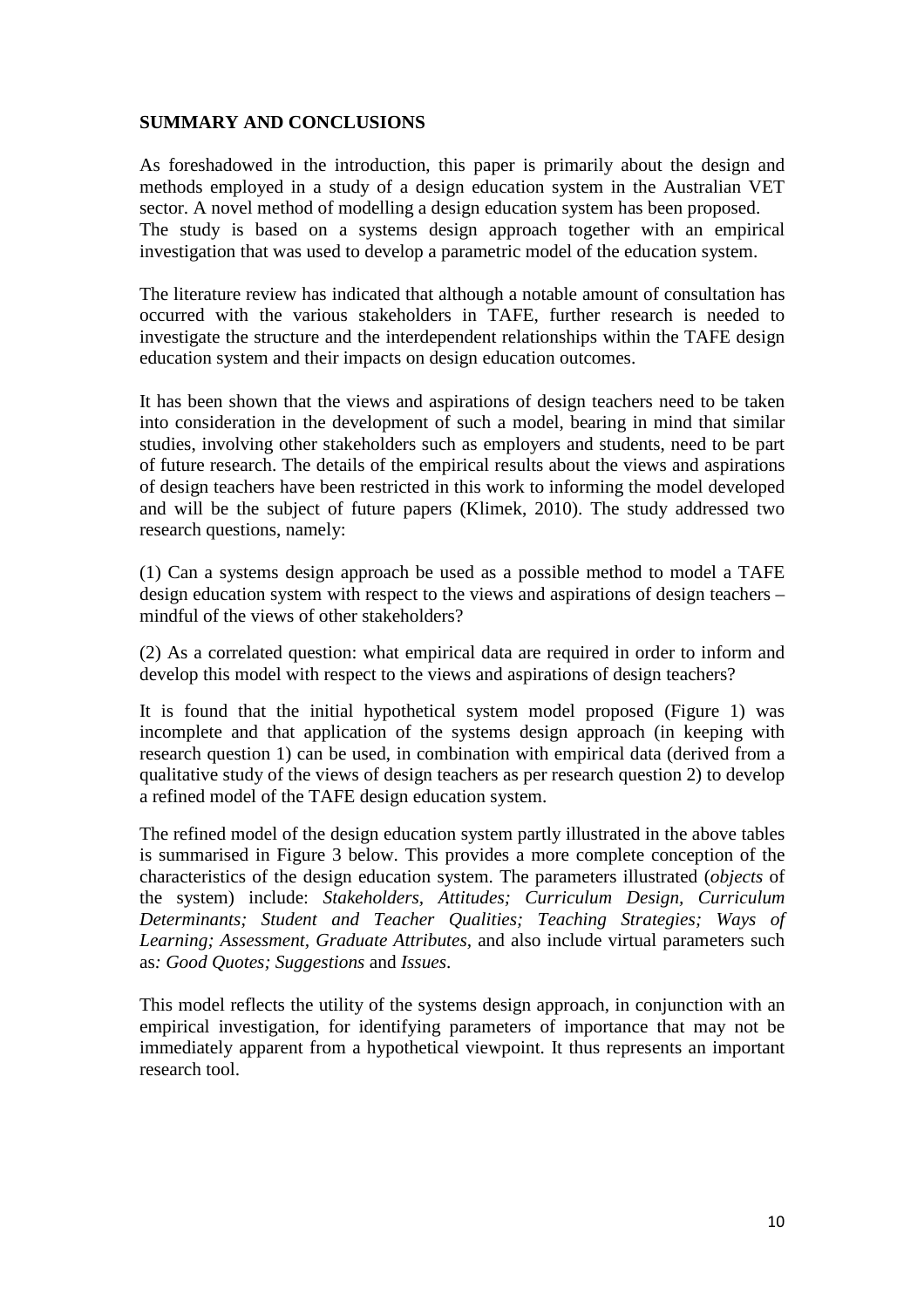## SUMMARY AND CONCLUSIONS

As foreshadowed in the introduction, this paper is primarily about the design and methods employed in a study of a design education system in the Australian VET sector. A novel method of modelling a design education system has been proposed. The study is based on a systems design approach together with an empirical investigation that was used to develop a parametric model of the education system.

The literature review has indicated that although a notable amount of consultation has occurred with the various stakeholders in TAFE, further research is needed to investigate the structure and the interdependent relationships within the TAFE design education system and their impacts on design education outcomes.

It has been shown that the views and aspirations of design teachers need to be taken into consideration in the development of such a model, bearing in mind that similar studies, involving other stakeholders such as employers and students, need to be part of future research. The details of the empirical results about the views and aspirations of design teachers have been restricted in this work to informing the model developed and will be the subject of future papers (Klimek, 2010). The study addressed two research questions, namely:

(1) Can a systems design approach be used as a possible method to model a TAFE design education system with respect to the views and aspirations of design teachers – mindful of the views of other stakeholders?

(2) As a correlated question: what empirical data are required in order to inform and develop this model with respect to the views and aspirations of design teachers?

It is found that the initial hypothetical system model proposed (Figure 1) was incomplete and that application of the systems design approach (in keeping with research question 1) can be used, in combination with empirical data (derived from a qualitative study of the views of design teachers as per research question 2) to develop a refined model of the TAFE design education system.

The refined model of the design education system partly illustrated in the above tables is summarised in Figure 3 below. This provides a more complete conception of the characteristics of the design education system. The parameters illustrated (*objects* of the system) include: *Stakeholders, Attitudes; Curriculum Design, Curriculum Determinants; Student and Teacher Qualities; Teaching Strategies; Ways of Learning; Assessment, Graduate Attributes*, and also include virtual parameters such as*: Good Quotes; Suggestions* and *Issues*.

This model reflects the utility of the systems design approach, in conjunction with an empirical investigation, for identifying parameters of importance that may not be immediately apparent from a hypothetical viewpoint. It thus represents an important research tool.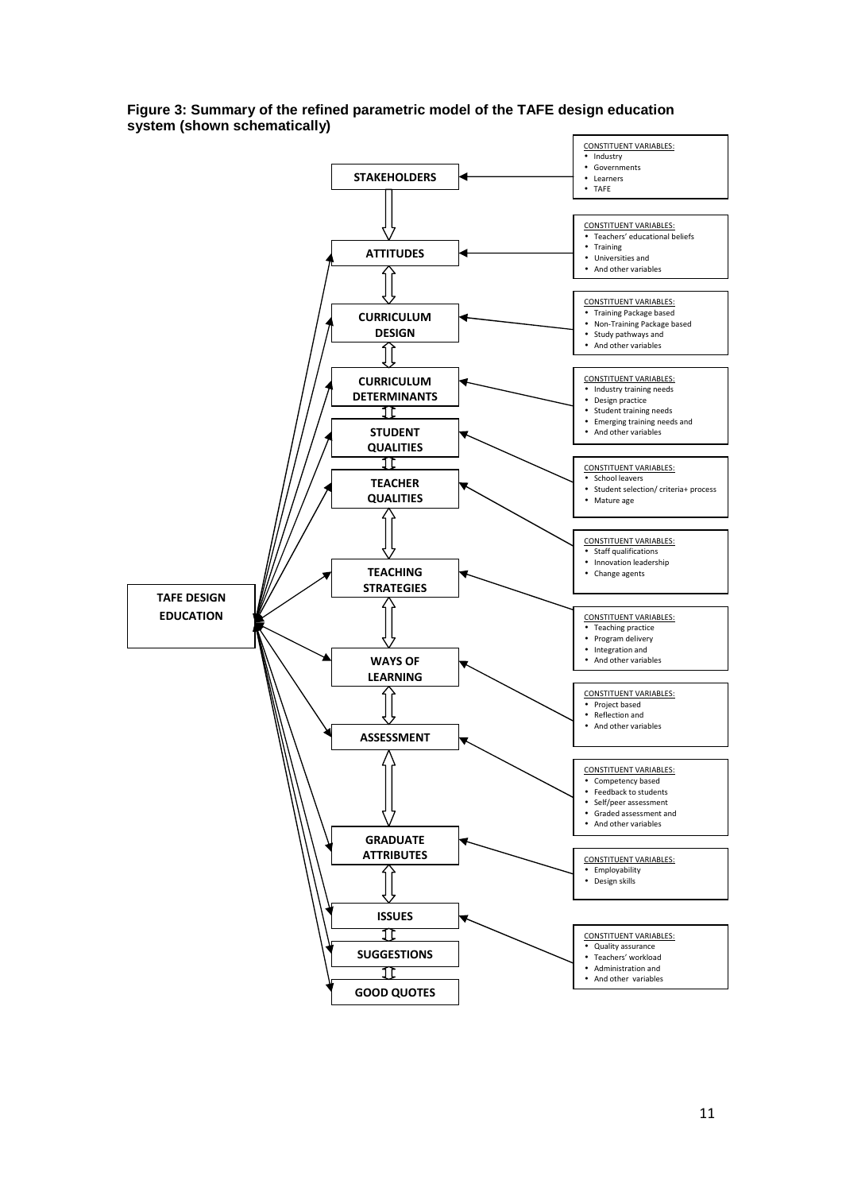**Figure 3: Summary of the refined parametric model of the TAFE design education system (shown schematically)**

**TAFE DESIGN EDUCATION**

- **STAKEHOLDERS**
  - CONSTITUENT VARIABLES:
    - Industry
    - Governments
    - Learners
    - TAFE
- **ATTITUDES**
  - CONSTITUENT VARIABLES:
    - Teachers' educational beliefs
    - Training
    - Universities and
    - And other variables
- **CURRICULUM DESIGN**
  - CONSTITUENT VARIABLES:
    - Training Package based
    - Non-Training Package based
    - Study pathways and
    - And other variables
- **CURRICULUM DETERMINANTS**
  - CONSTITUENT VARIABLES:
    - Industry training needs
    - Design practice
    - Student training needs
    - Emerging training needs and
    - And other variables
- **STUDENT QUALITIES**
  - CONSTITUENT VARIABLES:
    - School leavers
    - Student selection/ criteria+ process
    - Mature age
- **TEACHER QUALITIES**
  - CONSTITUENT VARIABLES:
    - Staff qualifications
    - Innovation leadership
    - Change agents
- **TEACHING STRATEGIES**
  - CONSTITUENT VARIABLES:
    - Teaching practice
    - Program delivery
    - Integration and
    - And other variables
- **WAYS OF LEARNING**
  - CONSTITUENT VARIABLES:
    - Project based
    - Reflection and
    - And other variables
- **ASSESSMENT**
  - CONSTITUENT VARIABLES:
    - Competency based
    - Feedback to students
    - Self/peer assessment
    - Graded assessment and
    - And other variables
- **GRADUATE ATTRIBUTES**
  - CONSTITUENT VARIABLES:
    - Employability
    - Design skills
- **ISSUES**
  - CONSTITUENT VARIABLES:
    - Quality assurance
    - Teachers' workload
    - Administration and
    - And other variables
- **SUGGESTIONS**
- **GOOD QUOTES**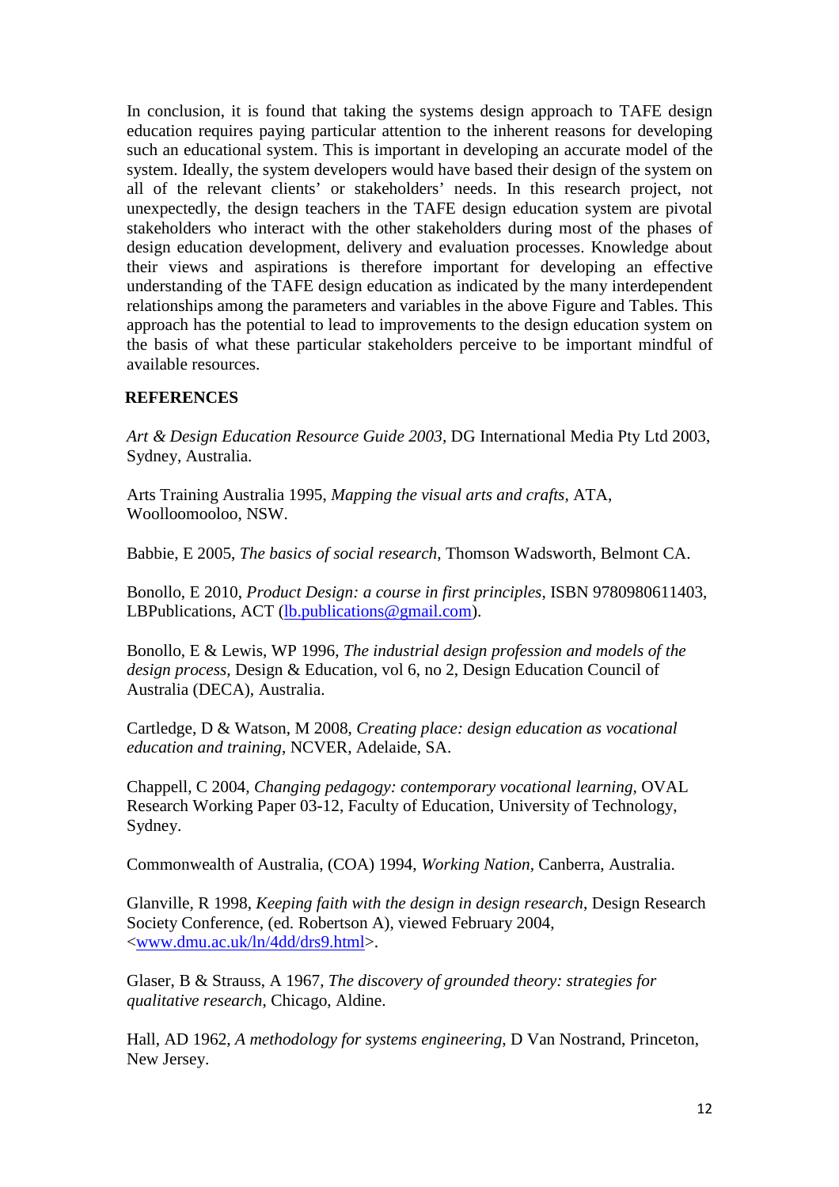In conclusion, it is found that taking the systems design approach to TAFE design education requires paying particular attention to the inherent reasons for developing such an educational system. This is important in developing an accurate model of the system. Ideally, the system developers would have based their design of the system on all of the relevant clients' or stakeholders' needs. In this research project, not unexpectedly, the design teachers in the TAFE design education system are pivotal stakeholders who interact with the other stakeholders during most of the phases of design education development, delivery and evaluation processes. Knowledge about their views and aspirations is therefore important for developing an effective understanding of the TAFE design education as indicated by the many interdependent relationships among the parameters and variables in the above Figure and Tables. This approach has the potential to lead to improvements to the design education system on the basis of what these particular stakeholders perceive to be important mindful of available resources.

## REFERENCES

*Art & Design Education Resource Guide 2003*, DG International Media Pty Ltd 2003, Sydney, Australia.

Arts Training Australia 1995, *Mapping the visual arts and crafts*, ATA, Woolloomooloo, NSW.

Babbie, E 2005, *The basics of social research*, Thomson Wadsworth, Belmont CA.

Bonollo, E 2010, *Product Design: a course in first principles*, ISBN 9780980611403, LBPublications, ACT (lb.publications@gmail.com).

Bonollo, E & Lewis, WP 1996, *The industrial design profession and models of the design process*, Design & Education, vol 6, no 2, Design Education Council of Australia (DECA), Australia.

Cartledge, D & Watson, M 2008, *Creating place: design education as vocational education and training*, NCVER, Adelaide, SA.

Chappell, C 2004, *Changing pedagogy: contemporary vocational learning*, OVAL Research Working Paper 03-12, Faculty of Education, University of Technology, Sydney.

Commonwealth of Australia, (COA) 1994, *Working Nation*, Canberra, Australia.

Glanville, R 1998, *Keeping faith with the design in design research*, Design Research Society Conference, (ed. Robertson A), viewed February 2004, <www.dmu.ac.uk/ln/4dd/drs9.html>.

Glaser, B & Strauss, A 1967, *The discovery of grounded theory: strategies for qualitative research*, Chicago, Aldine.

Hall, AD 1962, *A methodology for systems engineering*, D Van Nostrand, Princeton, New Jersey.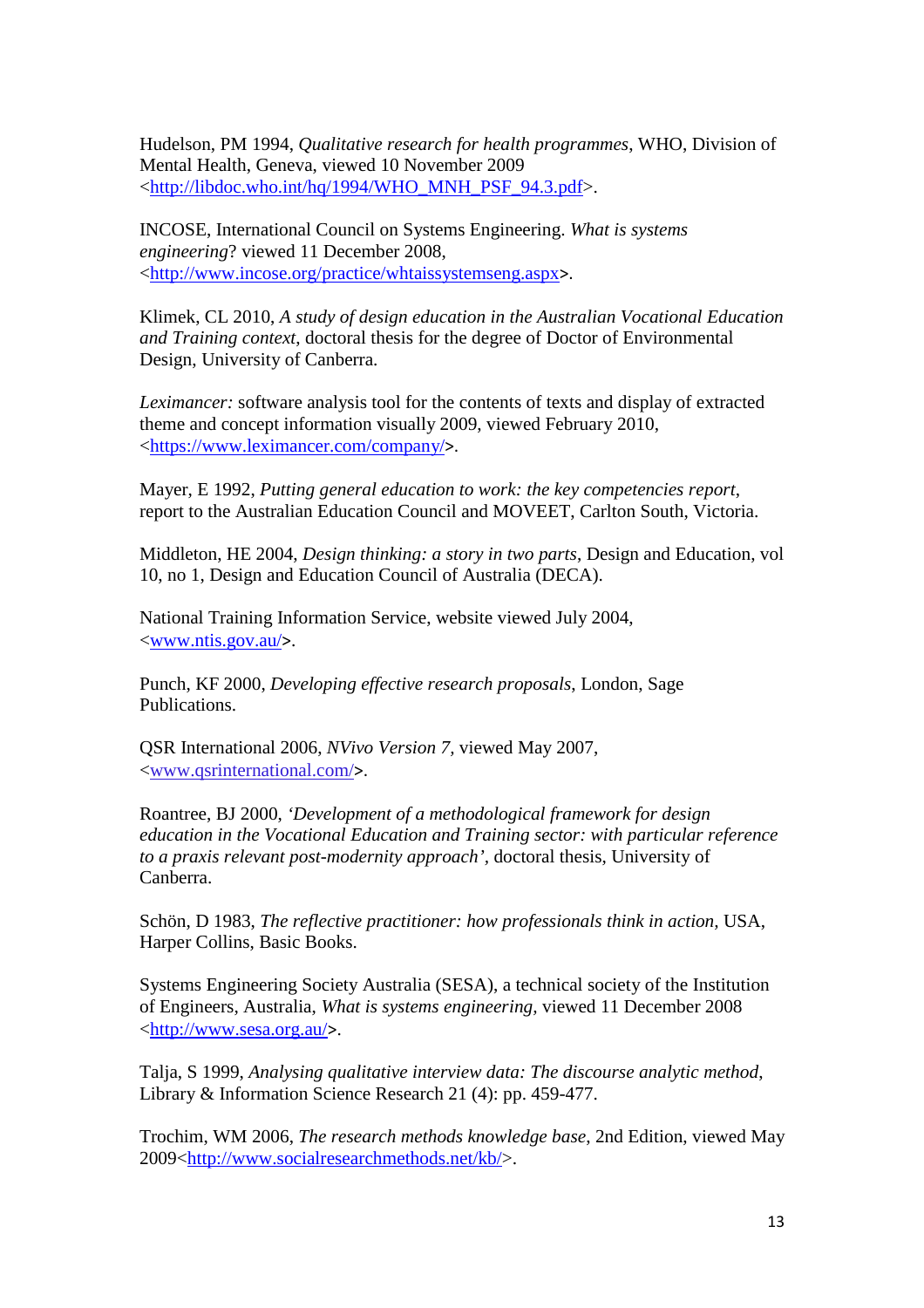Hudelson, PM 1994, *Qualitative research for health programmes*, WHO, Division of Mental Health, Geneva, viewed 10 November 2009 <http://libdoc.who.int/hq/1994/WHO_MNH_PSF_94.3.pdf>.

INCOSE, International Council on Systems Engineering. *What is systems engineering*? viewed 11 December 2008, <http://www.incose.org/practice/whtaissystemseng.aspx>.

Klimek, CL 2010, *A study of design education in the Australian Vocational Education and Training context*, doctoral thesis for the degree of Doctor of Environmental Design, University of Canberra.

*Leximancer:* software analysis tool for the contents of texts and display of extracted theme and concept information visually 2009, viewed February 2010, <https://www.leximancer.com/company/>.

Mayer, E 1992, *Putting general education to work: the key competencies report*, report to the Australian Education Council and MOVEET, Carlton South, Victoria.

Middleton, HE 2004, *Design thinking: a story in two parts*, Design and Education, vol 10, no 1, Design and Education Council of Australia (DECA).

National Training Information Service, website viewed July 2004, <www.ntis.gov.au/>.

Punch, KF 2000, *Developing effective research proposals*, London, Sage Publications.

QSR International 2006, *NVivo Version 7*, viewed May 2007, <www.qsrinternational.com/>.

Roantree, BJ 2000, *'Development of a methodological framework for design education in the Vocational Education and Training sector: with particular reference to a praxis relevant post-modernity approach'*, doctoral thesis, University of Canberra.

Schön, D 1983, *The reflective practitioner: how professionals think in action*, USA, Harper Collins, Basic Books.

Systems Engineering Society Australia (SESA), a technical society of the Institution of Engineers, Australia, *What is systems engineering*, viewed 11 December 2008 <http://www.sesa.org.au/>.

Talja, S 1999, *Analysing qualitative interview data: The discourse analytic method*, Library & Information Science Research 21 (4): pp. 459-477.

Trochim, WM 2006, *The research methods knowledge base*, 2nd Edition, viewed May 2009<http://www.socialresearchmethods.net/kb/>.